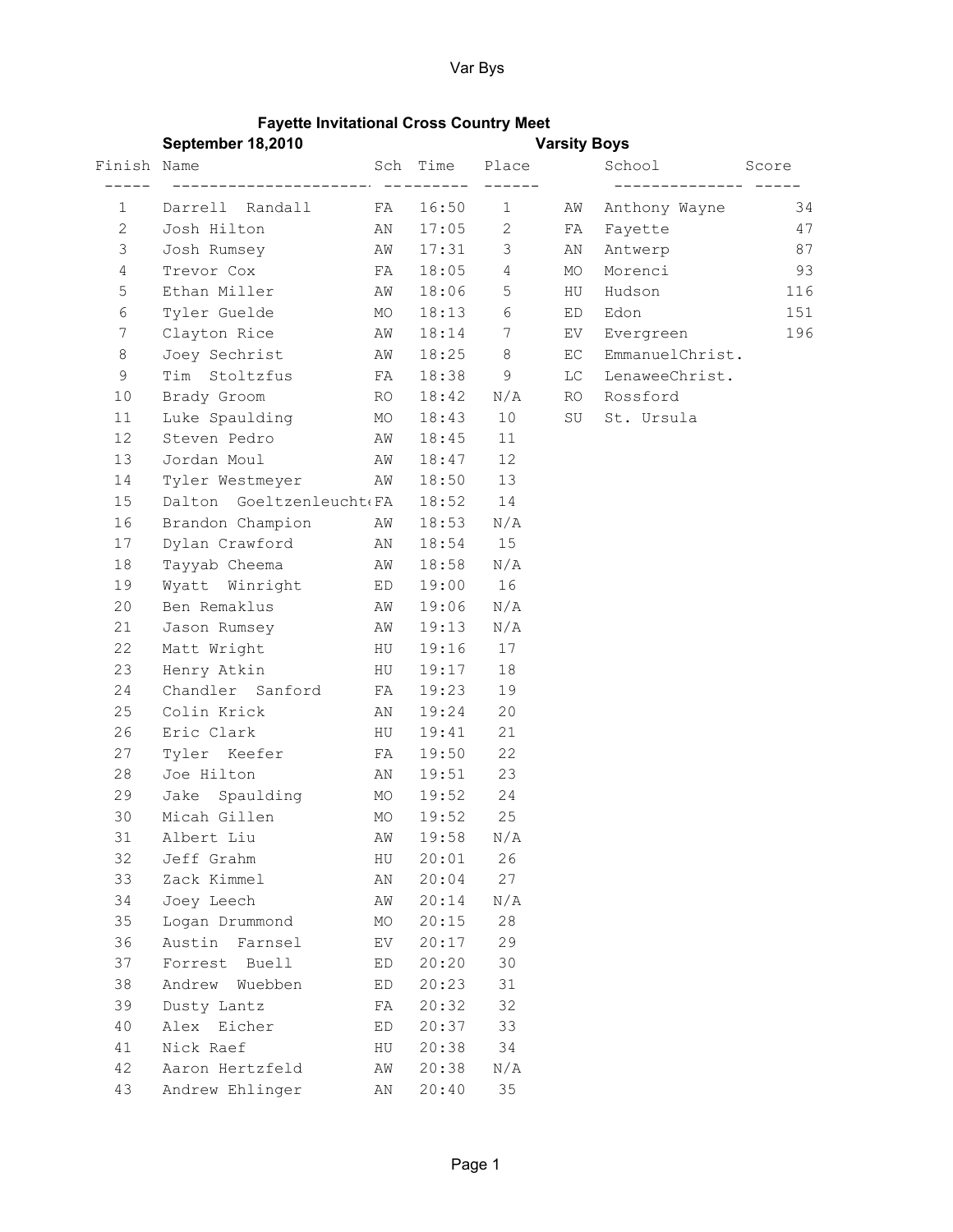# Fayette Invitational Cross Country Meet

**September 18,2010** **Varsity Boys**

| Finish | Name | Sch | Time | Place |
|---|---|---|---|---|
| 1 | Darrell Randall | FA | 16:50 | 1 |
| 2 | Josh Hilton | AN | 17:05 | 2 |
| 3 | Josh Rumsey | AW | 17:31 | 3 |
| 4 | Trevor Cox | FA | 18:05 | 4 |
| 5 | Ethan Miller | AW | 18:06 | 5 |
| 6 | Tyler Guelde | MO | 18:13 | 6 |
| 7 | Clayton Rice | AW | 18:14 | 7 |
| 8 | Joey Sechrist | AW | 18:25 | 8 |
| 9 | Tim Stoltzfus | FA | 18:38 | 9 |
| 10 | Brady Groom | RO | 18:42 | N/A |
| 11 | Luke Spaulding | MO | 18:43 | 10 |
| 12 | Steven Pedro | AW | 18:45 | 11 |
| 13 | Jordan Moul | AW | 18:47 | 12 |
| 14 | Tyler Westmeyer | AW | 18:50 | 13 |
| 15 | Dalton Goeltzenleucht | FA | 18:52 | 14 |
| 16 | Brandon Champion | AW | 18:53 | N/A |
| 17 | Dylan Crawford | AN | 18:54 | 15 |
| 18 | Tayyab Cheema | AW | 18:58 | N/A |
| 19 | Wyatt Winright | ED | 19:00 | 16 |
| 20 | Ben Remaklus | AW | 19:06 | N/A |
| 21 | Jason Rumsey | AW | 19:13 | N/A |
| 22 | Matt Wright | HU | 19:16 | 17 |
| 23 | Henry Atkin | HU | 19:17 | 18 |
| 24 | Chandler Sanford | FA | 19:23 | 19 |
| 25 | Colin Krick | AN | 19:24 | 20 |
| 26 | Eric Clark | HU | 19:41 | 21 |
| 27 | Tyler Keefer | FA | 19:50 | 22 |
| 28 | Joe Hilton | AN | 19:51 | 23 |
| 29 | Jake Spaulding | MO | 19:52 | 24 |
| 30 | Micah Gillen | MO | 19:52 | 25 |
| 31 | Albert Liu | AW | 19:58 | N/A |
| 32 | Jeff Grahm | HU | 20:01 | 26 |
| 33 | Zack Kimmel | AN | 20:04 | 27 |
| 34 | Joey Leech | AW | 20:14 | N/A |
| 35 | Logan Drummond | MO | 20:15 | 28 |
| 36 | Austin Farnsel | EV | 20:17 | 29 |
| 37 | Forrest Buell | ED | 20:20 | 30 |
| 38 | Andrew Wuebben | ED | 20:23 | 31 |
| 39 | Dusty Lantz | FA | 20:32 | 32 |
| 40 | Alex Eicher | ED | 20:37 | 33 |
| 41 | Nick Raef | HU | 20:38 | 34 |
| 42 | Aaron Hertzfeld | AW | 20:38 | N/A |
| 43 | Andrew Ehlinger | AN | 20:40 | 35 |

| | School | Score |
|---|---|---|
| AW | Anthony Wayne | 34 |
| FA | Fayette | 47 |
| AN | Antwerp | 87 |
| MO | Morenci | 93 |
| HU | Hudson | 116 |
| ED | Edon | 151 |
| EV | Evergreen | 196 |
| EC | EmmanuelChrist. | |
| LC | LenaweeChrist. | |
| RO | Rossford | |
| SU | St. Ursula | |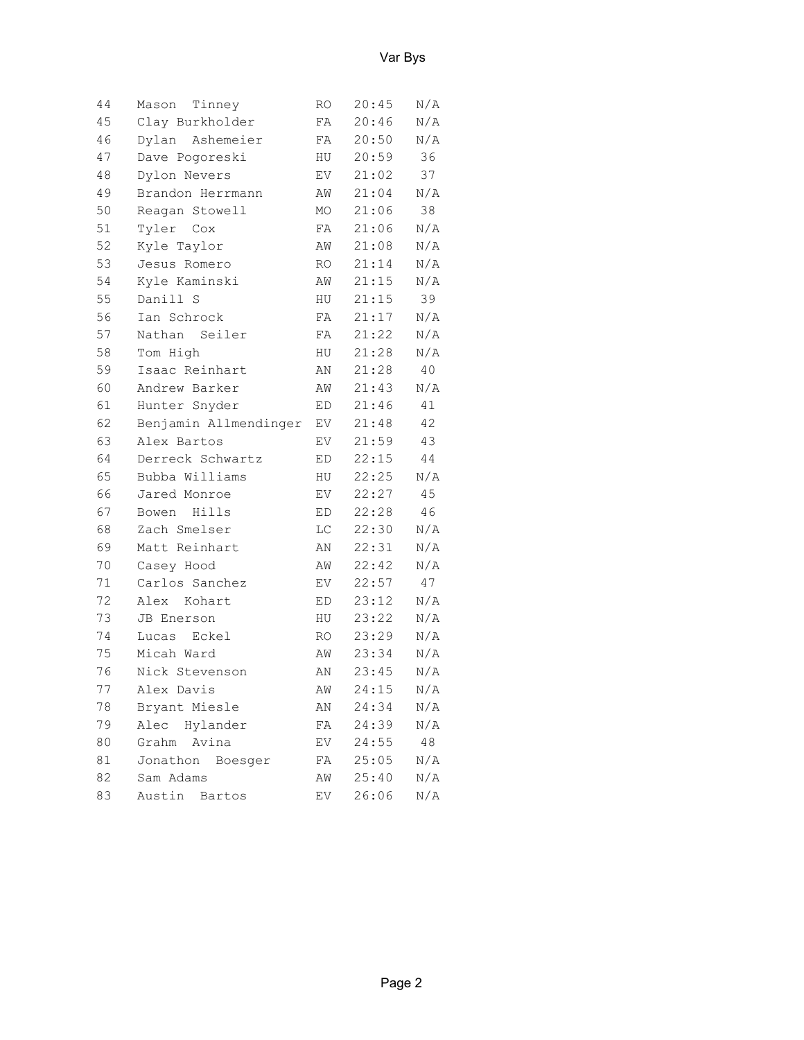Var Bys

| | | | | |
|---|---|---|---|---|
| 44 | Mason Tinney | RO | 20:45 | N/A |
| 45 | Clay Burkholder | FA | 20:46 | N/A |
| 46 | Dylan Ashemeier | FA | 20:50 | N/A |
| 47 | Dave Pogoreski | HU | 20:59 | 36 |
| 48 | Dylon Nevers | EV | 21:02 | 37 |
| 49 | Brandon Herrmann | AW | 21:04 | N/A |
| 50 | Reagan Stowell | MO | 21:06 | 38 |
| 51 | Tyler Cox | FA | 21:06 | N/A |
| 52 | Kyle Taylor | AW | 21:08 | N/A |
| 53 | Jesus Romero | RO | 21:14 | N/A |
| 54 | Kyle Kaminski | AW | 21:15 | N/A |
| 55 | Danill S | HU | 21:15 | 39 |
| 56 | Ian Schrock | FA | 21:17 | N/A |
| 57 | Nathan Seiler | FA | 21:22 | N/A |
| 58 | Tom High | HU | 21:28 | N/A |
| 59 | Isaac Reinhart | AN | 21:28 | 40 |
| 60 | Andrew Barker | AW | 21:43 | N/A |
| 61 | Hunter Snyder | ED | 21:46 | 41 |
| 62 | Benjamin Allmendinger | EV | 21:48 | 42 |
| 63 | Alex Bartos | EV | 21:59 | 43 |
| 64 | Derreck Schwartz | ED | 22:15 | 44 |
| 65 | Bubba Williams | HU | 22:25 | N/A |
| 66 | Jared Monroe | EV | 22:27 | 45 |
| 67 | Bowen Hills | ED | 22:28 | 46 |
| 68 | Zach Smelser | LC | 22:30 | N/A |
| 69 | Matt Reinhart | AN | 22:31 | N/A |
| 70 | Casey Hood | AW | 22:42 | N/A |
| 71 | Carlos Sanchez | EV | 22:57 | 47 |
| 72 | Alex Kohart | ED | 23:12 | N/A |
| 73 | JB Enerson | HU | 23:22 | N/A |
| 74 | Lucas Eckel | RO | 23:29 | N/A |
| 75 | Micah Ward | AW | 23:34 | N/A |
| 76 | Nick Stevenson | AN | 23:45 | N/A |
| 77 | Alex Davis | AW | 24:15 | N/A |
| 78 | Bryant Miesle | AN | 24:34 | N/A |
| 79 | Alec Hylander | FA | 24:39 | N/A |
| 80 | Grahm Avina | EV | 24:55 | 48 |
| 81 | Jonathon Boesger | FA | 25:05 | N/A |
| 82 | Sam Adams | AW | 25:40 | N/A |
| 83 | Austin Bartos | EV | 26:06 | N/A |